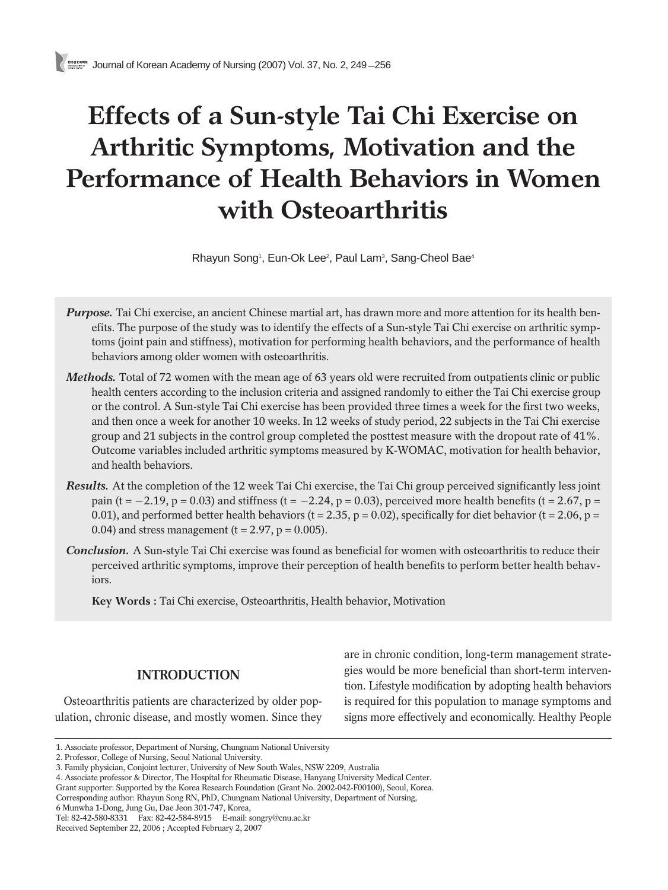# Effects of a Sun-style Tai Chi Exercise on Arthritic Symptoms, Motivation and the Performance of Health Behaviors in Women with Osteoarthritis

Rhayun Song[1], Eun-Ok Lee[2], Paul Lam[3], Sang-Cheol Bae[4]

***Purpose.*** Tai Chi exercise, an ancient Chinese martial art, has drawn more and more attention for its health benefits. The purpose of the study was to identify the effects of a Sun-style Tai Chi exercise on arthritic symptoms (joint pain and stiffness), motivation for performing health behaviors, and the performance of health behaviors among older women with osteoarthritis.

***Methods.*** Total of 72 women with the mean age of 63 years old were recruited from outpatients clinic or public health centers according to the inclusion criteria and assigned randomly to either the Tai Chi exercise group or the control. A Sun-style Tai Chi exercise has been provided three times a week for the first two weeks, and then once a week for another 10 weeks. In 12 weeks of study period, 22 subjects in the Tai Chi exercise group and 21 subjects in the control group completed the posttest measure with the dropout rate of 41%. Outcome variables included arthritic symptoms measured by K-WOMAC, motivation for health behavior, and health behaviors.

***Results.*** At the completion of the 12 week Tai Chi exercise, the Tai Chi group perceived significantly less joint pain ($t = -2.19$, $p = 0.03$) and stiffness ($t = -2.24$, $p = 0.03$), perceived more health benefits ($t = 2.67$, $p = 0.01$), and performed better health behaviors ($t = 2.35$, $p = 0.02$), specifically for diet behavior ($t = 2.06$, $p = 0.04$) and stress management ($t = 2.97$, $p = 0.005$).

***Conclusion.*** A Sun-style Tai Chi exercise was found as beneficial for women with osteoarthritis to reduce their perceived arthritic symptoms, improve their perception of health benefits to perform better health behaviors.

**Key Words :** Tai Chi exercise, Osteoarthritis, Health behavior, Motivation

## INTRODUCTION

Osteoarthritis patients are characterized by older population, chronic disease, and mostly women. Since they are in chronic condition, long-term management strategies would be more beneficial than short-term intervention. Lifestyle modification by adopting health behaviors is required for this population to manage symptoms and signs more effectively and economically. Healthy People

1. Associate professor, Department of Nursing, Chungnam National University
2. Professor, College of Nursing, Seoul National University.
3. Family physician, Conjoint lecturer, University of New South Wales, NSW 2209, Australia
4. Associate professor & Director, The Hospital for Rheumatic Disease, Hanyang University Medical Center.

Grant supporter: Supported by the Korea Research Foundation (Grant No. 2002-042-F00100), Seoul, Korea.
Corresponding author: Rhayun Song RN, PhD, Chungnam National University, Department of Nursing,
6 Munwha 1-Dong, Jung Gu, Dae Jeon 301-747, Korea,
Tel: 82-42-580-8331 Fax: 82-42-584-8915 E-mail: songry@cnu.ac.kr
Received September 22, 2006 ; Accepted February 2, 2007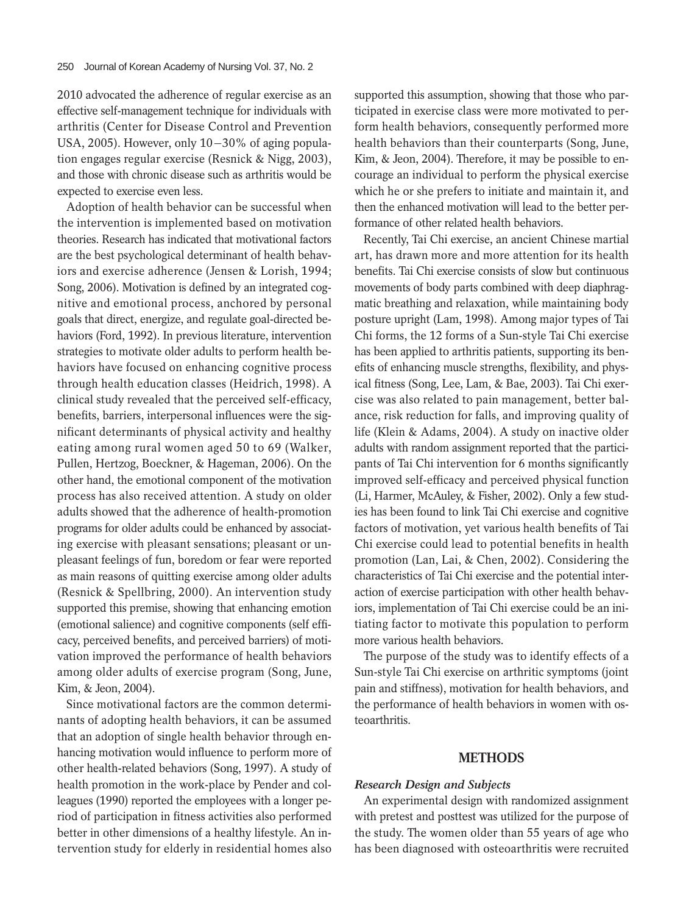2010 advocated the adherence of regular exercise as an effective self-management technique for individuals with arthritis (Center for Disease Control and Prevention USA, 2005). However, only 10−30% of aging population engages regular exercise (Resnick & Nigg, 2003), and those with chronic disease such as arthritis would be expected to exercise even less.

Adoption of health behavior can be successful when the intervention is implemented based on motivation theories. Research has indicated that motivational factors are the best psychological determinant of health behaviors and exercise adherence (Jensen & Lorish, 1994; Song, 2006). Motivation is defined by an integrated cognitive and emotional process, anchored by personal goals that direct, energize, and regulate goal-directed behaviors (Ford, 1992). In previous literature, intervention strategies to motivate older adults to perform health behaviors have focused on enhancing cognitive process through health education classes (Heidrich, 1998). A clinical study revealed that the perceived self-efficacy, benefits, barriers, interpersonal influences were the significant determinants of physical activity and healthy eating among rural women aged 50 to 69 (Walker, Pullen, Hertzog, Boeckner, & Hageman, 2006). On the other hand, the emotional component of the motivation process has also received attention. A study on older adults showed that the adherence of health-promotion programs for older adults could be enhanced by associating exercise with pleasant sensations; pleasant or unpleasant feelings of fun, boredom or fear were reported as main reasons of quitting exercise among older adults (Resnick & Spellbring, 2000). An intervention study supported this premise, showing that enhancing emotion (emotional salience) and cognitive components (self efficacy, perceived benefits, and perceived barriers) of motivation improved the performance of health behaviors among older adults of exercise program (Song, June, Kim, & Jeon, 2004).

Since motivational factors are the common determinants of adopting health behaviors, it can be assumed that an adoption of single health behavior through enhancing motivation would influence to perform more of other health-related behaviors (Song, 1997). A study of health promotion in the work-place by Pender and colleagues (1990) reported the employees with a longer period of participation in fitness activities also performed better in other dimensions of a healthy lifestyle. An intervention study for elderly in residential homes also supported this assumption, showing that those who participated in exercise class were more motivated to perform health behaviors, consequently performed more health behaviors than their counterparts (Song, June, Kim, & Jeon, 2004). Therefore, it may be possible to encourage an individual to perform the physical exercise which he or she prefers to initiate and maintain it, and then the enhanced motivation will lead to the better performance of other related health behaviors.

Recently, Tai Chi exercise, an ancient Chinese martial art, has drawn more and more attention for its health benefits. Tai Chi exercise consists of slow but continuous movements of body parts combined with deep diaphragmatic breathing and relaxation, while maintaining body posture upright (Lam, 1998). Among major types of Tai Chi forms, the 12 forms of a Sun-style Tai Chi exercise has been applied to arthritis patients, supporting its benefits of enhancing muscle strengths, flexibility, and physical fitness (Song, Lee, Lam, & Bae, 2003). Tai Chi exercise was also related to pain management, better balance, risk reduction for falls, and improving quality of life (Klein & Adams, 2004). A study on inactive older adults with random assignment reported that the participants of Tai Chi intervention for 6 months significantly improved self-efficacy and perceived physical function (Li, Harmer, McAuley, & Fisher, 2002). Only a few studies has been found to link Tai Chi exercise and cognitive factors of motivation, yet various health benefits of Tai Chi exercise could lead to potential benefits in health promotion (Lan, Lai, & Chen, 2002). Considering the characteristics of Tai Chi exercise and the potential interaction of exercise participation with other health behaviors, implementation of Tai Chi exercise could be an initiating factor to motivate this population to perform more various health behaviors.

The purpose of the study was to identify effects of a Sun-style Tai Chi exercise on arthritic symptoms (joint pain and stiffness), motivation for health behaviors, and the performance of health behaviors in women with osteoarthritis.

## METHODS

### *Research Design and Subjects*

An experimental design with randomized assignment with pretest and posttest was utilized for the purpose of the study. The women older than 55 years of age who has been diagnosed with osteoarthritis were recruited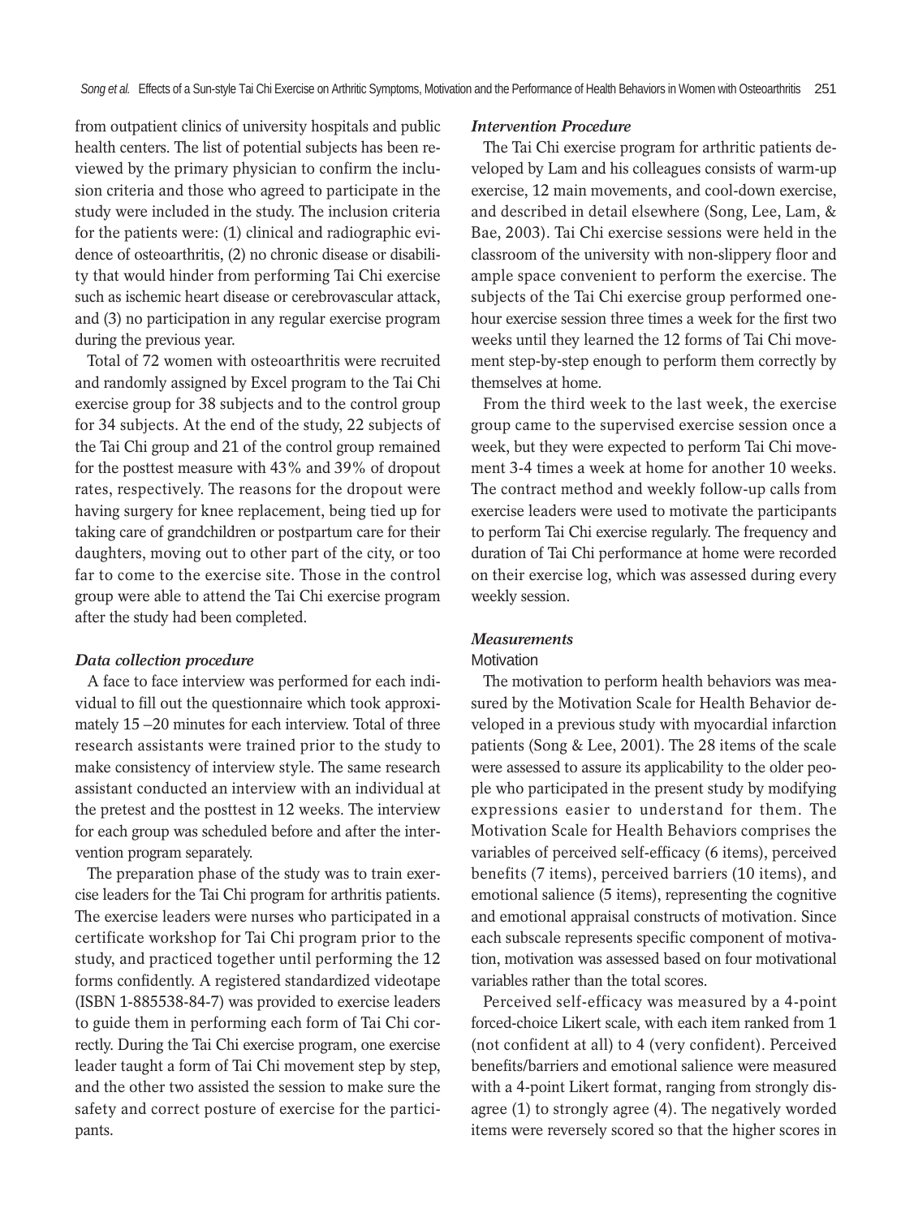from outpatient clinics of university hospitals and public health centers. The list of potential subjects has been reviewed by the primary physician to confirm the inclusion criteria and those who agreed to participate in the study were included in the study. The inclusion criteria for the patients were: (1) clinical and radiographic evidence of osteoarthritis, (2) no chronic disease or disability that would hinder from performing Tai Chi exercise such as ischemic heart disease or cerebrovascular attack, and (3) no participation in any regular exercise program during the previous year.

Total of 72 women with osteoarthritis were recruited and randomly assigned by Excel program to the Tai Chi exercise group for 38 subjects and to the control group for 34 subjects. At the end of the study, 22 subjects of the Tai Chi group and 21 of the control group remained for the posttest measure with 43% and 39% of dropout rates, respectively. The reasons for the dropout were having surgery for knee replacement, being tied up for taking care of grandchildren or postpartum care for their daughters, moving out to other part of the city, or too far to come to the exercise site. Those in the control group were able to attend the Tai Chi exercise program after the study had been completed.

### *Data collection procedure*

A face to face interview was performed for each individual to fill out the questionnaire which took approximately 15 –20 minutes for each interview. Total of three research assistants were trained prior to the study to make consistency of interview style. The same research assistant conducted an interview with an individual at the pretest and the posttest in 12 weeks. The interview for each group was scheduled before and after the intervention program separately.

The preparation phase of the study was to train exercise leaders for the Tai Chi program for arthritis patients. The exercise leaders were nurses who participated in a certificate workshop for Tai Chi program prior to the study, and practiced together until performing the 12 forms confidently. A registered standardized videotape (ISBN 1-885538-84-7) was provided to exercise leaders to guide them in performing each form of Tai Chi correctly. During the Tai Chi exercise program, one exercise leader taught a form of Tai Chi movement step by step, and the other two assisted the session to make sure the safety and correct posture of exercise for the participants.

### *Intervention Procedure*

The Tai Chi exercise program for arthritic patients developed by Lam and his colleagues consists of warm-up exercise, 12 main movements, and cool-down exercise, and described in detail elsewhere (Song, Lee, Lam, & Bae, 2003). Tai Chi exercise sessions were held in the classroom of the university with non-slippery floor and ample space convenient to perform the exercise. The subjects of the Tai Chi exercise group performed one-hour exercise session three times a week for the first two weeks until they learned the 12 forms of Tai Chi movement step-by-step enough to perform them correctly by themselves at home.

From the third week to the last week, the exercise group came to the supervised exercise session once a week, but they were expected to perform Tai Chi movement 3-4 times a week at home for another 10 weeks. The contract method and weekly follow-up calls from exercise leaders were used to motivate the participants to perform Tai Chi exercise regularly. The frequency and duration of Tai Chi performance at home were recorded on their exercise log, which was assessed during every weekly session.

### *Measurements*

#### Motivation

The motivation to perform health behaviors was measured by the Motivation Scale for Health Behavior developed in a previous study with myocardial infarction patients (Song & Lee, 2001). The 28 items of the scale were assessed to assure its applicability to the older people who participated in the present study by modifying expressions easier to understand for them. The Motivation Scale for Health Behaviors comprises the variables of perceived self-efficacy (6 items), perceived benefits (7 items), perceived barriers (10 items), and emotional salience (5 items), representing the cognitive and emotional appraisal constructs of motivation. Since each subscale represents specific component of motivation, motivation was assessed based on four motivational variables rather than the total scores.

Perceived self-efficacy was measured by a 4-point forced-choice Likert scale, with each item ranked from 1 (not confident at all) to 4 (very confident). Perceived benefits/barriers and emotional salience were measured with a 4-point Likert format, ranging from strongly disagree (1) to strongly agree (4). The negatively worded items were reversely scored so that the higher scores in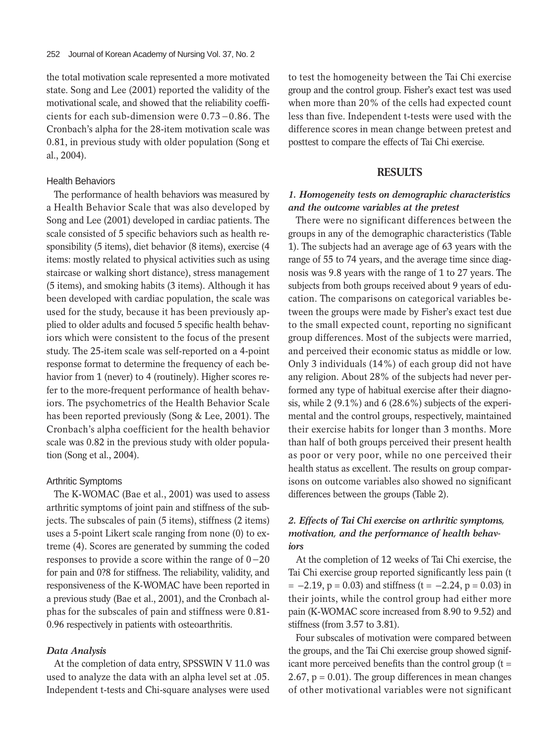the total motivation scale represented a more motivated state. Song and Lee (2001) reported the validity of the motivational scale, and showed that the reliability coefficients for each sub-dimension were 0.73−0.86. The Cronbach's alpha for the 28-item motivation scale was 0.81, in previous study with older population (Song et al., 2004).

### Health Behaviors

The performance of health behaviors was measured by a Health Behavior Scale that was also developed by Song and Lee (2001) developed in cardiac patients. The scale consisted of 5 specific behaviors such as health responsibility (5 items), diet behavior (8 items), exercise (4 items: mostly related to physical activities such as using staircase or walking short distance), stress management (5 items), and smoking habits (3 items). Although it has been developed with cardiac population, the scale was used for the study, because it has been previously applied to older adults and focused 5 specific health behaviors which were consistent to the focus of the present study. The 25-item scale was self-reported on a 4-point response format to determine the frequency of each behavior from 1 (never) to 4 (routinely). Higher scores refer to the more-frequent performance of health behaviors. The psychometrics of the Health Behavior Scale has been reported previously (Song & Lee, 2001). The Cronbach's alpha coefficient for the health behavior scale was 0.82 in the previous study with older population (Song et al., 2004).

### Arthritic Symptoms

The K-WOMAC (Bae et al., 2001) was used to assess arthritic symptoms of joint pain and stiffness of the subjects. The subscales of pain (5 items), stiffness (2 items) uses a 5-point Likert scale ranging from none (0) to extreme (4). Scores are generated by summing the coded responses to provide a score within the range of 0−20 for pain and 0?8 for stiffness. The reliability, validity, and responsiveness of the K-WOMAC have been reported in a previous study (Bae et al., 2001), and the Cronbach alphas for the subscales of pain and stiffness were 0.81-0.96 respectively in patients with osteoarthritis.

### *Data Analysis*

At the completion of data entry, SPSSWIN V 11.0 was used to analyze the data with an alpha level set at .05. Independent t-tests and Chi-square analyses were used to test the homogeneity between the Tai Chi exercise group and the control group. Fisher's exact test was used when more than 20% of the cells had expected count less than five. Independent t-tests were used with the difference scores in mean change between pretest and posttest to compare the effects of Tai Chi exercise.

## RESULTS

### *1. Homogeneity tests on demographic characteristics and the outcome variables at the pretest*

There were no significant differences between the groups in any of the demographic characteristics (Table 1). The subjects had an average age of 63 years with the range of 55 to 74 years, and the average time since diagnosis was 9.8 years with the range of 1 to 27 years. The subjects from both groups received about 9 years of education. The comparisons on categorical variables between the groups were made by Fisher's exact test due to the small expected count, reporting no significant group differences. Most of the subjects were married, and perceived their economic status as middle or low. Only 3 individuals (14%) of each group did not have any religion. About 28% of the subjects had never performed any type of habitual exercise after their diagnosis, while 2 (9.1%) and 6 (28.6%) subjects of the experimental and the control groups, respectively, maintained their exercise habits for longer than 3 months. More than half of both groups perceived their present health as poor or very poor, while no one perceived their health status as excellent. The results on group comparisons on outcome variables also showed no significant differences between the groups (Table 2).

### *2. Effects of Tai Chi exercise on arthritic symptoms, motivation, and the performance of health behaviors*

At the completion of 12 weeks of Tai Chi exercise, the Tai Chi exercise group reported significantly less pain ($t = -2.19$, $p = 0.03$) and stiffness ($t = -2.24$, $p = 0.03$) in their joints, while the control group had either more pain (K-WOMAC score increased from 8.90 to 9.52) and stiffness (from 3.57 to 3.81).

Four subscales of motivation were compared between the groups, and the Tai Chi exercise group showed significant more perceived benefits than the control group ($t = 2.67$, $p = 0.01$). The group differences in mean changes of other motivational variables were not significant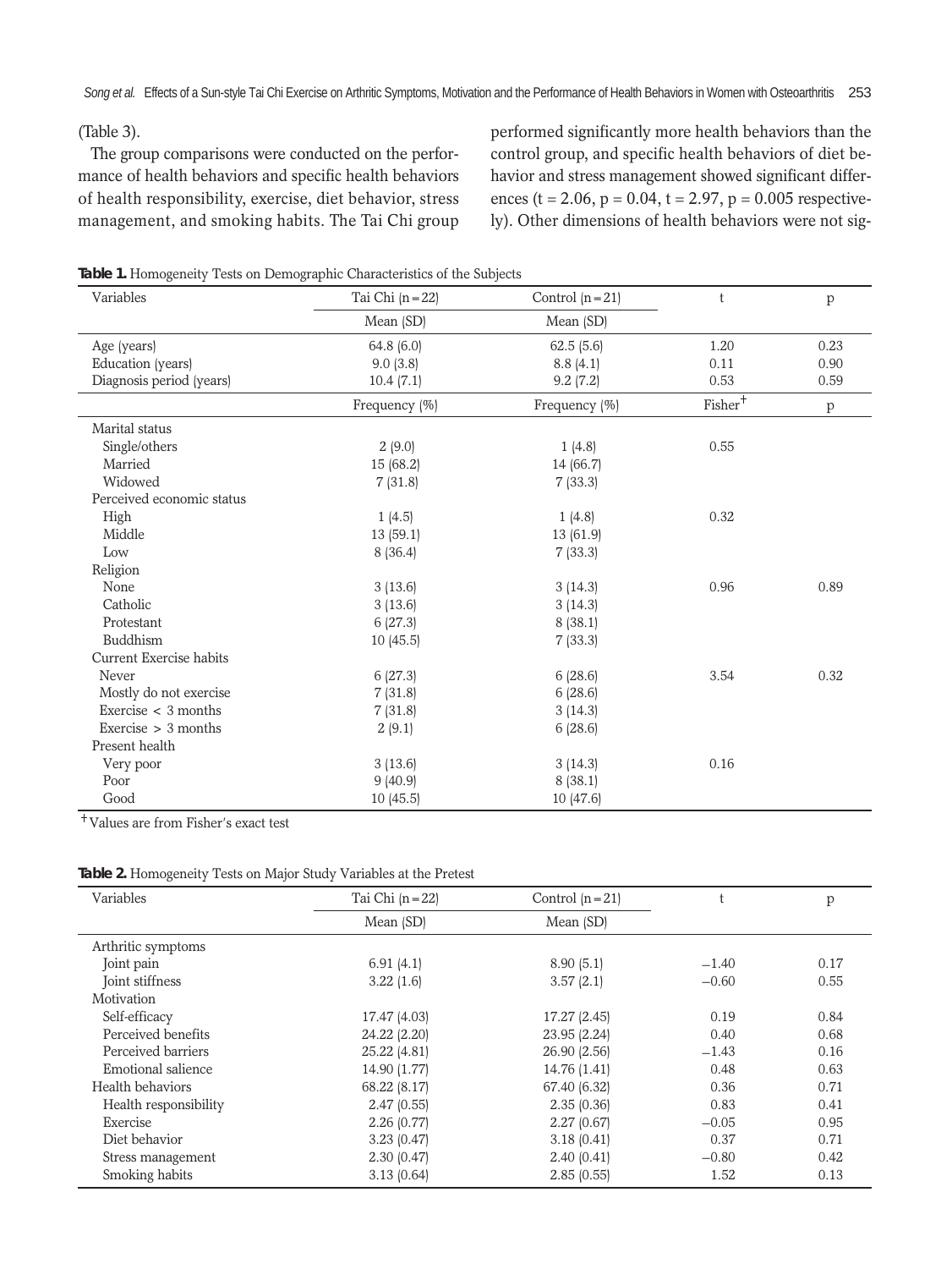(Table 3).

The group comparisons were conducted on the performance of health behaviors and specific health behaviors of health responsibility, exercise, diet behavior, stress management, and smoking habits. The Tai Chi group performed significantly more health behaviors than the control group, and specific health behaviors of diet behavior and stress management showed significant differences ($t = 2.06$, $p = 0.04$, $t = 2.97$, $p = 0.005$ respectively). Other dimensions of health behaviors were not sig-

**Table 1.** Homogeneity Tests on Demographic Characteristics of the Subjects

| Variables | Tai Chi (n = 22) | Control (n = 21) | t | p |
|---|---|---|---|---|
| | Mean (SD) | Mean (SD) | | |
| Age (years) | 64.8 (6.0) | 62.5 (5.6) | 1.20 | 0.23 |
| Education (years) | 9.0 (3.8) | 8.8 (4.1) | 0.11 | 0.90 |
| Diagnosis period (years) | 10.4 (7.1) | 9.2 (7.2) | 0.53 | 0.59 |
| | Frequency (%) | Frequency (%) | Fisher[†] | p |
| Marital status | | | | |
| Single/others | 2 (9.0) | 1 (4.8) | 0.55 | |
| Married | 15 (68.2) | 14 (66.7) | | |
| Widowed | 7 (31.8) | 7 (33.3) | | |
| Perceived economic status | | | | |
| High | 1 (4.5) | 1 (4.8) | 0.32 | |
| Middle | 13 (59.1) | 13 (61.9) | | |
| Low | 8 (36.4) | 7 (33.3) | | |
| Religion | | | | |
| None | 3 (13.6) | 3 (14.3) | 0.96 | 0.89 |
| Catholic | 3 (13.6) | 3 (14.3) | | |
| Protestant | 6 (27.3) | 8 (38.1) | | |
| Buddhism | 10 (45.5) | 7 (33.3) | | |
| Current Exercise habits | | | | |
| Never | 6 (27.3) | 6 (28.6) | 3.54 | 0.32 |
| Mostly do not exercise | 7 (31.8) | 6 (28.6) | | |
| Exercise < 3 months | 7 (31.8) | 3 (14.3) | | |
| Exercise > 3 months | 2 (9.1) | 6 (28.6) | | |
| Present health | | | | |
| Very poor | 3 (13.6) | 3 (14.3) | 0.16 | |
| Poor | 9 (40.9) | 8 (38.1) | | |
| Good | 10 (45.5) | 10 (47.6) | | |

[†] Values are from Fisher's exact test

**Table 2.** Homogeneity Tests on Major Study Variables at the Pretest

| Variables | Tai Chi (n = 22) | Control (n = 21) | t | p |
|---|---|---|---|---|
| | Mean (SD) | Mean (SD) | | |
| Arthritic symptoms | | | | |
| Joint pain | 6.91 (4.1) | 8.90 (5.1) | −1.40 | 0.17 |
| Joint stiffness | 3.22 (1.6) | 3.57 (2.1) | −0.60 | 0.55 |
| Motivation | | | | |
| Self-efficacy | 17.47 (4.03) | 17.27 (2.45) | 0.19 | 0.84 |
| Perceived benefits | 24.22 (2.20) | 23.95 (2.24) | 0.40 | 0.68 |
| Perceived barriers | 25.22 (4.81) | 26.90 (2.56) | −1.43 | 0.16 |
| Emotional salience | 14.90 (1.77) | 14.76 (1.41) | 0.48 | 0.63 |
| Health behaviors | 68.22 (8.17) | 67.40 (6.32) | 0.36 | 0.71 |
| Health responsibility | 2.47 (0.55) | 2.35 (0.36) | 0.83 | 0.41 |
| Exercise | 2.26 (0.77) | 2.27 (0.67) | −0.05 | 0.95 |
| Diet behavior | 3.23 (0.47) | 3.18 (0.41) | 0.37 | 0.71 |
| Stress management | 2.30 (0.47) | 2.40 (0.41) | −0.80 | 0.42 |
| Smoking habits | 3.13 (0.64) | 2.85 (0.55) | 1.52 | 0.13 |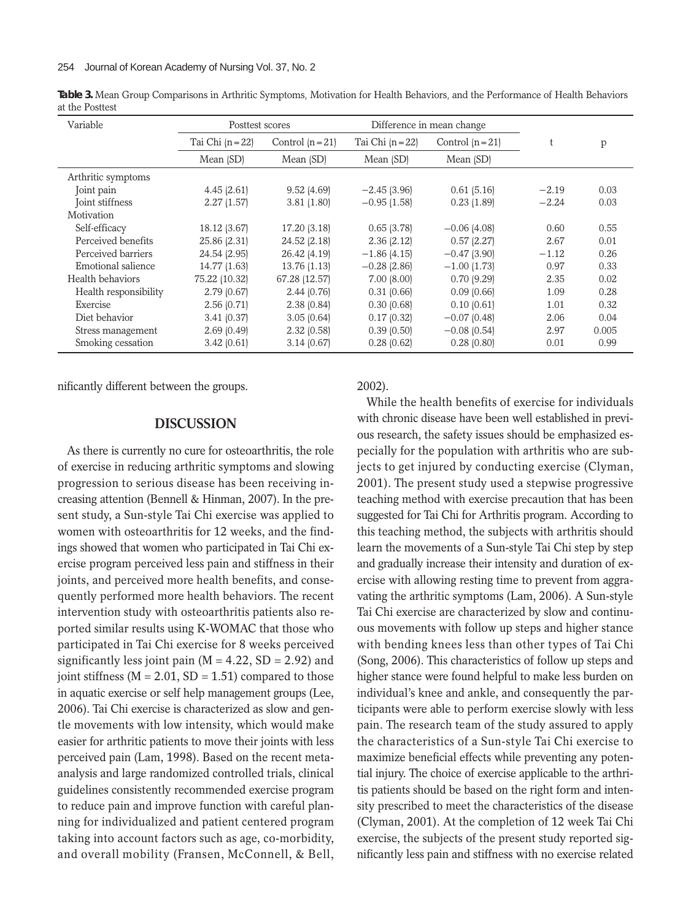**Table 3.** Mean Group Comparisons in Arthritic Symptoms, Motivation for Health Behaviors, and the Performance of Health Behaviors at the Posttest

| Variable | Posttest scores | | Difference in mean change | | t | p |
|---|---|---|---|---|---|---|
| | Tai Chi (n=22) | Control (n=21) | Tai Chi (n=22) | Control (n=21) | | |
| | Mean (SD) | Mean (SD) | Mean (SD) | Mean (SD) | | |
| Arthritic symptoms | | | | | | |
| Joint pain | 4.45 (2.61) | 9.52 (4.69) | −2.45 (3.96) | 0.61 (5.16) | −2.19 | 0.03 |
| Joint stiffness | 2.27 (1.57) | 3.81 (1.80) | −0.95 (1.58) | 0.23 (1.89) | −2.24 | 0.03 |
| Motivation | | | | | | |
| Self-efficacy | 18.12 (3.67) | 17.20 (3.18) | 0.65 (3.78) | −0.06 (4.08) | 0.60 | 0.55 |
| Perceived benefits | 25.86 (2.31) | 24.52 (2.18) | 2.36 (2.12) | 0.57 (2.27) | 2.67 | 0.01 |
| Perceived barriers | 24.54 (2.95) | 26.42 (4.19) | −1.86 (4.15) | −0.47 (3.90) | −1.12 | 0.26 |
| Emotional salience | 14.77 (1.63) | 13.76 (1.13) | −0.28 (2.86) | −1.00 (1.73) | 0.97 | 0.33 |
| Health behaviors | 75.22 (10.32) | 67.28 (12.57) | 7.00 (8.00) | 0.70 (9.29) | 2.35 | 0.02 |
| Health responsibility | 2.79 (0.67) | 2.44 (0.76) | 0.31 (0.66) | 0.09 (0.66) | 1.09 | 0.28 |
| Exercise | 2.56 (0.71) | 2.38 (0.84) | 0.30 (0.68) | 0.10 (0.61) | 1.01 | 0.32 |
| Diet behavior | 3.41 (0.37) | 3.05 (0.64) | 0.17 (0.32) | −0.07 (0.48) | 2.06 | 0.04 |
| Stress management | 2.69 (0.49) | 2.32 (0.58) | 0.39 (0.50) | −0.08 (0.54) | 2.97 | 0.005 |
| Smoking cessation | 3.42 (0.61) | 3.14 (0.67) | 0.28 (0.62) | 0.28 (0.80) | 0.01 | 0.99 |

nificantly different between the groups.

## DISCUSSION

As there is currently no cure for osteoarthritis, the role of exercise in reducing arthritic symptoms and slowing progression to serious disease has been receiving increasing attention (Bennell & Hinman, 2007). In the present study, a Sun-style Tai Chi exercise was applied to women with osteoarthritis for 12 weeks, and the findings showed that women who participated in Tai Chi exercise program perceived less pain and stiffness in their joints, and perceived more health benefits, and consequently performed more health behaviors. The recent intervention study with osteoarthritis patients also reported similar results using K-WOMAC that those who participated in Tai Chi exercise for 8 weeks perceived significantly less joint pain ($M = 4.22$, $SD = 2.92$) and joint stiffness ($M = 2.01$, $SD = 1.51$) compared to those in aquatic exercise or self help management groups (Lee, 2006). Tai Chi exercise is characterized as slow and gentle movements with low intensity, which would make easier for arthritic patients to move their joints with less perceived pain (Lam, 1998). Based on the recent meta-analysis and large randomized controlled trials, clinical guidelines consistently recommended exercise program to reduce pain and improve function with careful planning for individualized and patient centered program taking into account factors such as age, co-morbidity, and overall mobility (Fransen, McConnell, & Bell, 2002).

While the health benefits of exercise for individuals with chronic disease have been well established in previous research, the safety issues should be emphasized especially for the population with arthritis who are subjects to get injured by conducting exercise (Clyman, 2001). The present study used a stepwise progressive teaching method with exercise precaution that has been suggested for Tai Chi for Arthritis program. According to this teaching method, the subjects with arthritis should learn the movements of a Sun-style Tai Chi step by step and gradually increase their intensity and duration of exercise with allowing resting time to prevent from aggravating the arthritic symptoms (Lam, 2006). A Sun-style Tai Chi exercise are characterized by slow and continuous movements with follow up steps and higher stance with bending knees less than other types of Tai Chi (Song, 2006). This characteristics of follow up steps and higher stance were found helpful to make less burden on individual's knee and ankle, and consequently the participants were able to perform exercise slowly with less pain. The research team of the study assured to apply the characteristics of a Sun-style Tai Chi exercise to maximize beneficial effects while preventing any potential injury. The choice of exercise applicable to the arthritis patients should be based on the right form and intensity prescribed to meet the characteristics of the disease (Clyman, 2001). At the completion of 12 week Tai Chi exercise, the subjects of the present study reported significantly less pain and stiffness with no exercise related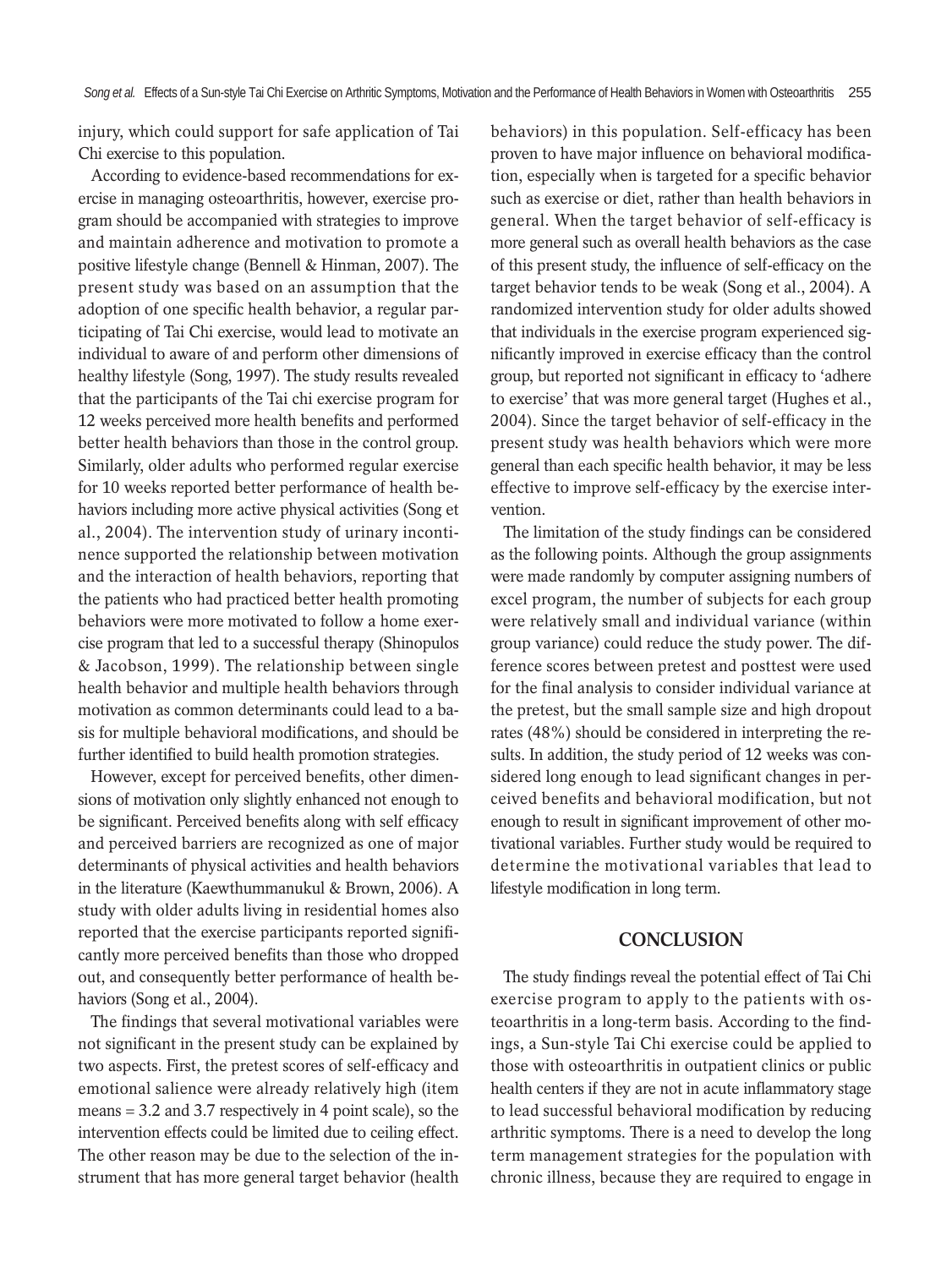injury, which could support for safe application of Tai Chi exercise to this population.

According to evidence-based recommendations for exercise in managing osteoarthritis, however, exercise program should be accompanied with strategies to improve and maintain adherence and motivation to promote a positive lifestyle change (Bennell & Hinman, 2007). The present study was based on an assumption that the adoption of one specific health behavior, a regular participating of Tai Chi exercise, would lead to motivate an individual to aware of and perform other dimensions of healthy lifestyle (Song, 1997). The study results revealed that the participants of the Tai chi exercise program for 12 weeks perceived more health benefits and performed better health behaviors than those in the control group. Similarly, older adults who performed regular exercise for 10 weeks reported better performance of health behaviors including more active physical activities (Song et al., 2004). The intervention study of urinary incontinence supported the relationship between motivation and the interaction of health behaviors, reporting that the patients who had practiced better health promoting behaviors were more motivated to follow a home exercise program that led to a successful therapy (Shinopulos & Jacobson, 1999). The relationship between single health behavior and multiple health behaviors through motivation as common determinants could lead to a basis for multiple behavioral modifications, and should be further identified to build health promotion strategies.

However, except for perceived benefits, other dimensions of motivation only slightly enhanced not enough to be significant. Perceived benefits along with self efficacy and perceived barriers are recognized as one of major determinants of physical activities and health behaviors in the literature (Kaewthummanukul & Brown, 2006). A study with older adults living in residential homes also reported that the exercise participants reported significantly more perceived benefits than those who dropped out, and consequently better performance of health behaviors (Song et al., 2004).

The findings that several motivational variables were not significant in the present study can be explained by two aspects. First, the pretest scores of self-efficacy and emotional salience were already relatively high (item means = 3.2 and 3.7 respectively in 4 point scale), so the intervention effects could be limited due to ceiling effect. The other reason may be due to the selection of the instrument that has more general target behavior (health behaviors) in this population. Self-efficacy has been proven to have major influence on behavioral modification, especially when is targeted for a specific behavior such as exercise or diet, rather than health behaviors in general. When the target behavior of self-efficacy is more general such as overall health behaviors as the case of this present study, the influence of self-efficacy on the target behavior tends to be weak (Song et al., 2004). A randomized intervention study for older adults showed that individuals in the exercise program experienced significantly improved in exercise efficacy than the control group, but reported not significant in efficacy to 'adhere to exercise' that was more general target (Hughes et al., 2004). Since the target behavior of self-efficacy in the present study was health behaviors which were more general than each specific health behavior, it may be less effective to improve self-efficacy by the exercise intervention.

The limitation of the study findings can be considered as the following points. Although the group assignments were made randomly by computer assigning numbers of excel program, the number of subjects for each group were relatively small and individual variance (within group variance) could reduce the study power. The difference scores between pretest and posttest were used for the final analysis to consider individual variance at the pretest, but the small sample size and high dropout rates (48%) should be considered in interpreting the results. In addition, the study period of 12 weeks was considered long enough to lead significant changes in perceived benefits and behavioral modification, but not enough to result in significant improvement of other motivational variables. Further study would be required to determine the motivational variables that lead to lifestyle modification in long term.

## CONCLUSION

The study findings reveal the potential effect of Tai Chi exercise program to apply to the patients with osteoarthritis in a long-term basis. According to the findings, a Sun-style Tai Chi exercise could be applied to those with osteoarthritis in outpatient clinics or public health centers if they are not in acute inflammatory stage to lead successful behavioral modification by reducing arthritic symptoms. There is a need to develop the long term management strategies for the population with chronic illness, because they are required to engage in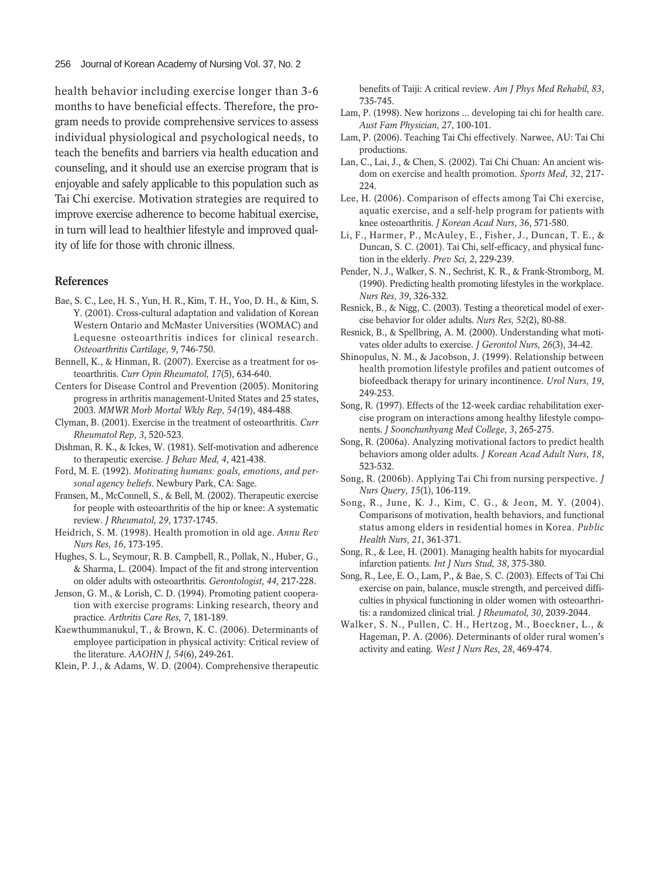health behavior including exercise longer than 3-6 months to have beneficial effects. Therefore, the program needs to provide comprehensive services to assess individual physiological and psychological needs, to teach the benefits and barriers via health education and counseling, and it should use an exercise program that is enjoyable and safely applicable to this population such as Tai Chi exercise. Motivation strategies are required to improve exercise adherence to become habitual exercise, in turn will lead to healthier lifestyle and improved quality of life for those with chronic illness.

## References

Bae, S. C., Lee, H. S., Yun, H. R., Kim, T. H., Yoo, D. H., & Kim, S. Y. (2001). Cross-cultural adaptation and validation of Korean Western Ontario and McMaster Universities (WOMAC) and Lequesne osteoarthritis indices for clinical research. *Osteoarthritis Cartilage, 9*, 746-750.

Bennell, K., & Hinman, R. (2007). Exercise as a treatment for osteoarthritis. *Curr Opin Rheumatol, 17*(5), 634-640.

Centers for Disease Control and Prevention (2005). Monitoring progress in arthritis management-United States and 25 states, 2003. *MMWR Morb Mortal Wkly Rep, 54(*19), 484-488.

Clyman, B. (2001). Exercise in the treatment of osteoarthritis. *Curr Rheumatol Rep, 3*, 520-523.

Dishman, R. K., & Ickes, W. (1981). Self-motivation and adherence to therapeutic exercise. *J Behav Med, 4*, 421-438.

Ford, M. E. (1992). *Motivating humans: goals, emotions, and personal agency beliefs*. Newbury Park, CA: Sage.

Fransen, M., McConnell, S., & Bell, M. (2002). Therapeutic exercise for people with osteoarthritis of the hip or knee: A systematic review. *J Rheumatol, 29*, 1737-1745.

Heidrich, S. M. (1998). Health promotion in old age. *Annu Rev Nurs Res, 16*, 173-195.

Hughes, S. L., Seymour, R. B. Campbell, R., Pollak, N., Huber, G., & Sharma, L. (2004). Impact of the fit and strong intervention on older adults with osteoarthritis. *Gerontologist, 44*, 217-228.

Jenson, G. M., & Lorish, C. D. (1994). Promoting patient cooperation with exercise programs: Linking research, theory and practice. *Arthritis Care Res, 7*, 181-189.

Kaewthummanukul, T., & Brown, K. C. (2006). Determinants of employee participation in physical activity: Critical review of the literature. *AAOHN J, 54*(6), 249-261.

Klein, P. J., & Adams, W. D. (2004). Comprehensive therapeutic benefits of Taiji: A critical review. *Am J Phys Med Rehabil, 83*, 735-745.

Lam, P. (1998). New horizons ... developing tai chi for health care. *Aust Fam Physician, 27*, 100-101.

Lam, P. (2006). Teaching Tai Chi effectively. Narwee, AU: Tai Chi productions.

Lan, C., Lai, J., & Chen, S. (2002). Tai Chi Chuan: An ancient wisdom on exercise and health promotion. *Sports Med, 32*, 217-224.

Lee, H. (2006). Comparison of effects among Tai Chi exercise, aquatic exercise, and a self-help program for patients with knee osteoarthritis. *J Korean Acad Nurs, 36*, 571-580.

Li, F., Harmer, P., McAuley, E., Fisher, J., Duncan, T. E., & Duncan, S. C. (2001). Tai Chi, self-efficacy, and physical function in the elderly. *Prev Sci, 2*, 229-239.

Pender, N. J., Walker, S. N., Sechrist, K. R., & Frank-Stromborg, M. (1990). Predicting health promoting lifestyles in the workplace. *Nurs Res, 39*, 326-332.

Resnick, B., & Nigg, C. (2003). Testing a theoretical model of exercise behavior for older adults. *Nurs Res, 52*(2), 80-88.

Resnick, B., & Spellbring, A. M. (2000). Understanding what motivates older adults to exercise. *J Gerontol Nurs, 26*(3), 34-42.

Shinopulus, N. M., & Jacobson, J. (1999). Relationship between health promotion lifestyle profiles and patient outcomes of biofeedback therapy for urinary incontinence. *Urol Nurs, 19*, 249-253.

Song, R. (1997). Effects of the 12-week cardiac rehabilitation exercise program on interactions among healthy lifestyle components. *J Soonchunhyang Med College, 3*, 265-275.

Song, R. (2006a). Analyzing motivational factors to predict health behaviors among older adults. *J Korean Acad Adult Nurs, 18*, 523-532.

Song, R. (2006b). Applying Tai Chi from nursing perspective. *J Nurs Query, 15*(1), 106-119.

Song, R., June, K. J., Kim, C. G., & Jeon, M. Y. (2004). Comparisons of motivation, health behaviors, and functional status among elders in residential homes in Korea. *Public Health Nurs, 21*, 361-371.

Song, R., & Lee, H. (2001). Managing health habits for myocardial infarction patients. *Int J Nurs Stud, 38*, 375-380.

Song, R., Lee, E. O., Lam, P., & Bae, S. C. (2003). Effects of Tai Chi exercise on pain, balance, muscle strength, and perceived difficulties in physical functioning in older women with osteoarthritis: a randomized clinical trial. *J Rheumatol, 30*, 2039-2044.

Walker, S. N., Pullen, C. H., Hertzog, M., Boeckner, L., & Hageman, P. A. (2006). Determinants of older rural women's activity and eating. *West J Nurs Res, 28*, 469-474.